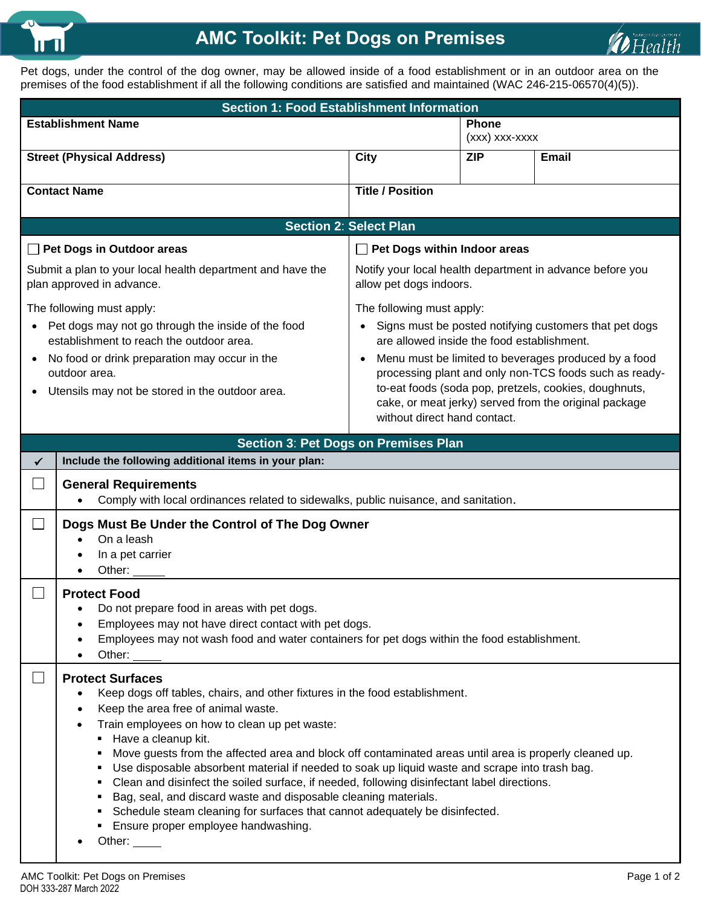# AMC Toolkit: Pet Dogs on Premises

Pet dogs, under the control of the dog owner, may be allowed inside of a food establishment or in an outdoor area on the premises of the food establishment if all the following conditions are satisfied and maintained (WAC 246-215-06570(4)(5)).

## Section 1: Food Establishment Information

| Establishment Name | | Phone (xxx) xxx-xxxx | |
|---|---|---|---|
| **Street (Physical Address)** | **City** | **ZIP** | **Email** |
| **Contact Name** | **Title / Position** | | |

## Section 2: Select Plan

☐ **Pet Dogs in Outdoor areas**

Submit a plan to your local health department and have the plan approved in advance.

The following must apply:

- Pet dogs may not go through the inside of the food establishment to reach the outdoor area.
- No food or drink preparation may occur in the outdoor area.
- Utensils may not be stored in the outdoor area.

☐ **Pet Dogs within Indoor areas**

Notify your local health department in advance before you allow pet dogs indoors.

The following must apply:

- Signs must be posted notifying customers that pet dogs are allowed inside the food establishment.
- Menu must be limited to beverages produced by a food processing plant and only non-TCS foods such as ready-to-eat foods (soda pop, pretzels, cookies, doughnuts, cake, or meat jerky) served from the original package without direct hand contact.

## Section 3: Pet Dogs on Premises Plan

| ✓ | Include the following additional items in your plan: |
|---|---|

☐ **General Requirements**

- Comply with local ordinances related to sidewalks, public nuisance, and sanitation.

☐ **Dogs Must Be Under the Control of The Dog Owner**

- On a leash
- In a pet carrier
- Other: _____

☐ **Protect Food**

- Do not prepare food in areas with pet dogs.
- Employees may not have direct contact with pet dogs.
- Employees may not wash food and water containers for pet dogs within the food establishment.
- Other: _____

☐ **Protect Surfaces**

- Keep dogs off tables, chairs, and other fixtures in the food establishment.
- Keep the area free of animal waste.
- Train employees on how to clean up pet waste:
  - Have a cleanup kit.
  - Move guests from the affected area and block off contaminated areas until area is properly cleaned up.
  - Use disposable absorbent material if needed to soak up liquid waste and scrape into trash bag.
  - Clean and disinfect the soiled surface, if needed, following disinfectant label directions.
  - Bag, seal, and discard waste and disposable cleaning materials.
  - Schedule steam cleaning for surfaces that cannot adequately be disinfected.
  - Ensure proper employee handwashing.
- Other: _____

DOH 333-287 March 2022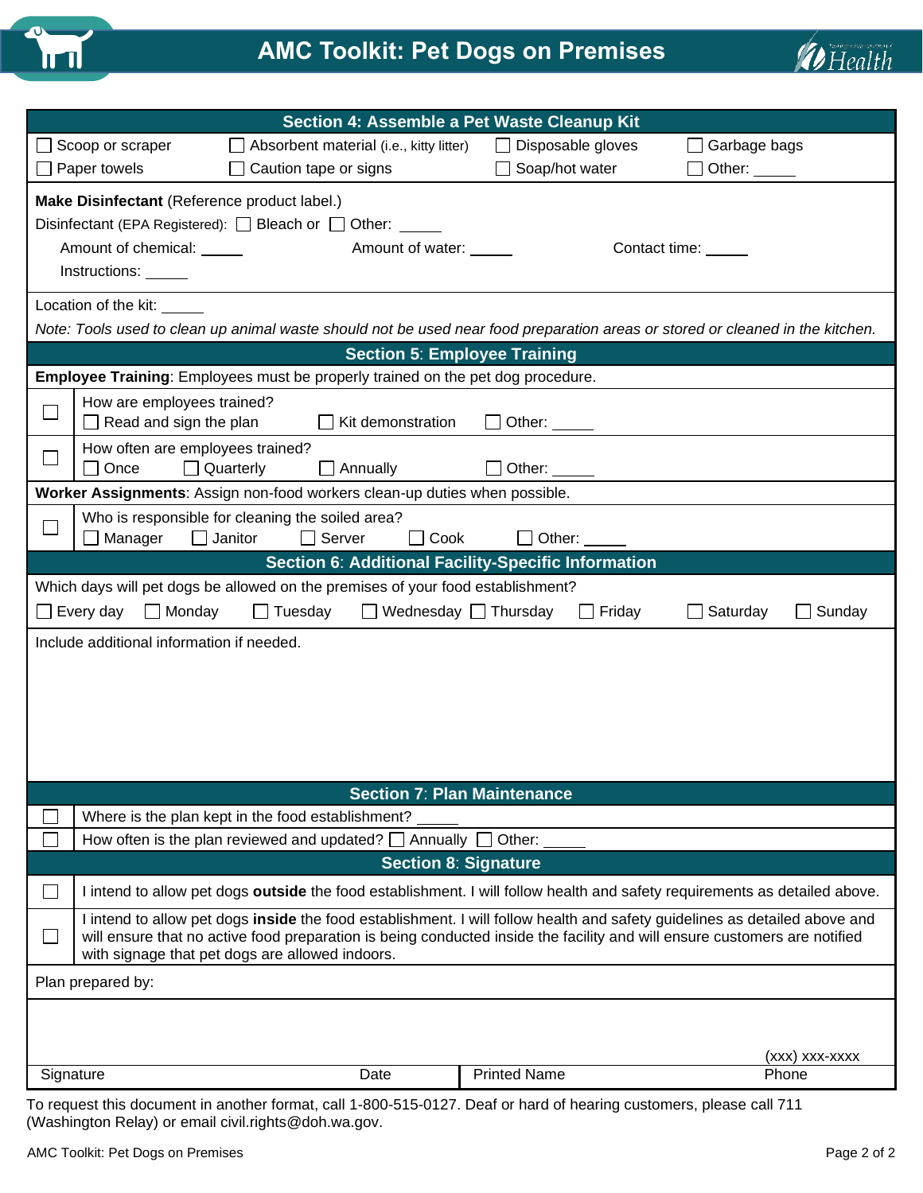# AMC Toolkit: Pet Dogs on Premises

## Section 4: Assemble a Pet Waste Cleanup Kit

☐ Scoop or scraper ☐ Absorbent material (i.e., kitty litter) ☐ Disposable gloves ☐ Garbage bags
☐ Paper towels ☐ Caution tape or signs ☐ Soap/hot water ☐ Other: _____

**Make Disinfectant** (Reference product label.)

Disinfectant (EPA Registered): ☐ Bleach or ☐ Other: _____

Amount of chemical: _____ Amount of water: _____ Contact time: _____

Instructions: _____

Location of the kit: _____

*Note: Tools used to clean up animal waste should not be used near food preparation areas or stored or cleaned in the kitchen.*

## Section 5: Employee Training

**Employee Training**: Employees must be properly trained on the pet dog procedure.

☐ How are employees trained?
☐ Read and sign the plan ☐ Kit demonstration ☐ Other: _____

☐ How often are employees trained?
☐ Once ☐ Quarterly ☐ Annually ☐ Other: _____

**Worker Assignments**: Assign non-food workers clean-up duties when possible.

☐ Who is responsible for cleaning the soiled area?
☐ Manager ☐ Janitor ☐ Server ☐ Cook ☐ Other: _____

## Section 6: Additional Facility-Specific Information

Which days will pet dogs be allowed on the premises of your food establishment?

☐ Every day ☐ Monday ☐ Tuesday ☐ Wednesday ☐ Thursday ☐ Friday ☐ Saturday ☐ Sunday

Include additional information if needed.

## Section 7: Plan Maintenance

☐ Where is the plan kept in the food establishment? _____

☐ How often is the plan reviewed and updated? ☐ Annually ☐ Other: _____

## Section 8: Signature

☐ I intend to allow pet dogs **outside** the food establishment. I will follow health and safety requirements as detailed above.

☐ I intend to allow pet dogs **inside** the food establishment. I will follow health and safety guidelines as detailed above and will ensure that no active food preparation is being conducted inside the facility and will ensure customers are notified with signage that pet dogs are allowed indoors.

Plan prepared by:

| | | | |
|---|---|---|---|
| | | | (xxx) xxx-xxxx |
| Signature | Date | Printed Name | Phone |

To request this document in another format, call 1-800-515-0127. Deaf or hard of hearing customers, please call 711 (Washington Relay) or email civil.rights@doh.wa.gov.